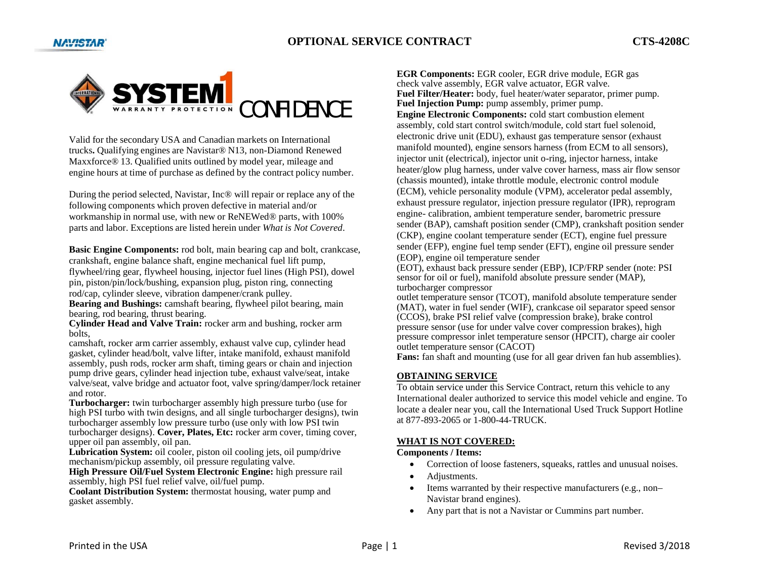# OPTIONAL SERVICE CONTRACT

CTS-4208C

SYSTEM 1 WARRANTY PROTECTION CONFIDENCE

Valid for the secondary USA and Canadian markets on International trucks**.** Qualifying engines are Navistar® N13, non-Diamond Renewed Maxxforce® 13. Qualified units outlined by model year, mileage and engine hours at time of purchase as defined by the contract policy number.

During the period selected, Navistar, Inc® will repair or replace any of the following components which proven defective in material and/or workmanship in normal use, with new or ReNEWed® parts, with 100% parts and labor. Exceptions are listed herein under *What is Not Covered*.

**Basic Engine Components:** rod bolt, main bearing cap and bolt, crankcase, crankshaft, engine balance shaft, engine mechanical fuel lift pump, flywheel/ring gear, flywheel housing, injector fuel lines (High PSI), dowel pin, piston/pin/lock/bushing, expansion plug, piston ring, connecting rod/cap, cylinder sleeve, vibration dampener/crank pulley.
**Bearing and Bushings:** camshaft bearing, flywheel pilot bearing, main bearing, rod bearing, thrust bearing.
**Cylinder Head and Valve Train:** rocker arm and bushing, rocker arm bolts,
camshaft, rocker arm carrier assembly, exhaust valve cup, cylinder head gasket, cylinder head/bolt, valve lifter, intake manifold, exhaust manifold assembly, push rods, rocker arm shaft, timing gears or chain and injection pump drive gears, cylinder head injection tube, exhaust valve/seat, intake valve/seat, valve bridge and actuator foot, valve spring/damper/lock retainer and rotor.
**Turbocharger:** twin turbocharger assembly high pressure turbo (use for high PSI turbo with twin designs, and all single turbocharger designs), twin turbocharger assembly low pressure turbo (use only with low PSI twin turbocharger designs). **Cover, Plates, Etc:** rocker arm cover, timing cover, upper oil pan assembly, oil pan.
**Lubrication System:** oil cooler, piston oil cooling jets, oil pump/drive mechanism/pickup assembly, oil pressure regulating valve.
**High Pressure Oil/Fuel System Electronic Engine:** high pressure rail assembly, high PSI fuel relief valve, oil/fuel pump.
**Coolant Distribution System:** thermostat housing, water pump and gasket assembly.

**EGR Components:** EGR cooler, EGR drive module, EGR gas check valve assembly, EGR valve actuator, EGR valve.
**Fuel Filter/Heater:** body, fuel heater/water separator, primer pump.
**Fuel Injection Pump:** pump assembly, primer pump.
**Engine Electronic Components:** cold start combustion element assembly, cold start control switch/module, cold start fuel solenoid, electronic drive unit (EDU), exhaust gas temperature sensor (exhaust manifold mounted), engine sensors harness (from ECM to all sensors), injector unit (electrical), injector unit o-ring, injector harness, intake heater/glow plug harness, under valve cover harness, mass air flow sensor (chassis mounted), intake throttle module, electronic control module (ECM), vehicle personality module (VPM), accelerator pedal assembly, exhaust pressure regulator, injection pressure regulator (IPR), reprogram engine- calibration, ambient temperature sender, barometric pressure sender (BAP), camshaft position sender (CMP), crankshaft position sender (CKP), engine coolant temperature sender (ECT), engine fuel pressure sender (EFP), engine fuel temp sender (EFT), engine oil pressure sender (EOP), engine oil temperature sender
(EOT), exhaust back pressure sender (EBP), ICP/FRP sender (note: PSI sensor for oil or fuel), manifold absolute pressure sender (MAP), turbocharger compressor
outlet temperature sensor (TCOT), manifold absolute temperature sender (MAT), water in fuel sender (WIF), crankcase oil separator speed sensor (CCOS), brake PSI relief valve (compression brake), brake control pressure sensor (use for under valve cover compression brakes), high pressure compressor inlet temperature sensor (HPCIT), charge air cooler outlet temperature sensor (CACOT)
**Fans:** fan shaft and mounting (use for all gear driven fan hub assemblies).

## OBTAINING SERVICE

To obtain service under this Service Contract, return this vehicle to any International dealer authorized to service this model vehicle and engine. To locate a dealer near you, call the International Used Truck Support Hotline at 877-893-2065 or 1-800-44-TRUCK.

## WHAT IS NOT COVERED:

**Components / Items:**

- Correction of loose fasteners, squeaks, rattles and unusual noises.
- Adjustments.
- Items warranted by their respective manufacturers (e.g., non–Navistar brand engines).
- Any part that is not a Navistar or Cummins part number.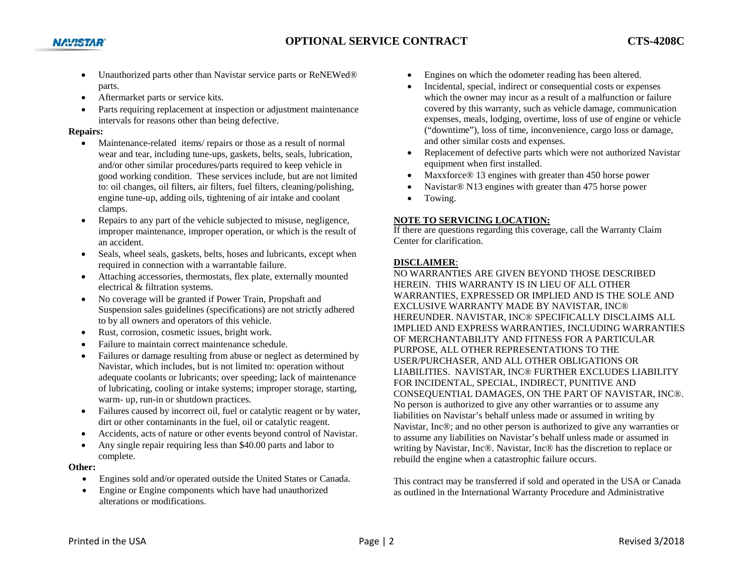- Unauthorized parts other than Navistar service parts or ReNEWed® parts.
- Aftermarket parts or service kits.
- Parts requiring replacement at inspection or adjustment maintenance intervals for reasons other than being defective.

**Repairs:**

- Maintenance-related items/ repairs or those as a result of normal wear and tear, including tune-ups, gaskets, belts, seals, lubrication, and/or other similar procedures/parts required to keep vehicle in good working condition. These services include, but are not limited to: oil changes, oil filters, air filters, fuel filters, cleaning/polishing, engine tune-up, adding oils, tightening of air intake and coolant clamps.
- Repairs to any part of the vehicle subjected to misuse, negligence, improper maintenance, improper operation, or which is the result of an accident.
- Seals, wheel seals, gaskets, belts, hoses and lubricants, except when required in connection with a warrantable failure.
- Attaching accessories, thermostats, flex plate, externally mounted electrical & filtration systems.
- No coverage will be granted if Power Train, Propshaft and Suspension sales guidelines (specifications) are not strictly adhered to by all owners and operators of this vehicle.
- Rust, corrosion, cosmetic issues, bright work.
- Failure to maintain correct maintenance schedule.
- Failures or damage resulting from abuse or neglect as determined by Navistar, which includes, but is not limited to: operation without adequate coolants or lubricants; over speeding; lack of maintenance of lubricating, cooling or intake systems; improper storage, starting, warm- up, run-in or shutdown practices.
- Failures caused by incorrect oil, fuel or catalytic reagent or by water, dirt or other contaminants in the fuel, oil or catalytic reagent.
- Accidents, acts of nature or other events beyond control of Navistar.
- Any single repair requiring less than $40.00 parts and labor to complete.

**Other:**

- Engines sold and/or operated outside the United States or Canada.
- Engine or Engine components which have had unauthorized alterations or modifications.
- Engines on which the odometer reading has been altered.
- Incidental, special, indirect or consequential costs or expenses which the owner may incur as a result of a malfunction or failure covered by this warranty, such as vehicle damage, communication expenses, meals, lodging, overtime, loss of use of engine or vehicle ("downtime"), loss of time, inconvenience, cargo loss or damage, and other similar costs and expenses.
- Replacement of defective parts which were not authorized Navistar equipment when first installed.
- Maxxforce® 13 engines with greater than 450 horse power
- Navistar® N13 engines with greater than 475 horse power
- Towing.

**NOTE TO SERVICING LOCATION:**

If there are questions regarding this coverage, call the Warranty Claim Center for clarification.

**DISCLAIMER**:

NO WARRANTIES ARE GIVEN BEYOND THOSE DESCRIBED HEREIN. THIS WARRANTY IS IN LIEU OF ALL OTHER WARRANTIES, EXPRESSED OR IMPLIED AND IS THE SOLE AND EXCLUSIVE WARRANTY MADE BY NAVISTAR, INC® HEREUNDER. NAVISTAR, INC® SPECIFICALLY DISCLAIMS ALL IMPLIED AND EXPRESS WARRANTIES, INCLUDING WARRANTIES OF MERCHANTABILITY AND FITNESS FOR A PARTICULAR PURPOSE, ALL OTHER REPRESENTATIONS TO THE USER/PURCHASER, AND ALL OTHER OBLIGATIONS OR LIABILITIES. NAVISTAR, INC® FURTHER EXCLUDES LIABILITY FOR INCIDENTAL, SPECIAL, INDIRECT, PUNITIVE AND CONSEQUENTIAL DAMAGES, ON THE PART OF NAVISTAR, INC®. No person is authorized to give any other warranties or to assume any liabilities on Navistar's behalf unless made or assumed in writing by Navistar, Inc®; and no other person is authorized to give any warranties or to assume any liabilities on Navistar's behalf unless made or assumed in writing by Navistar, Inc®. Navistar, Inc® has the discretion to replace or rebuild the engine when a catastrophic failure occurs.

This contract may be transferred if sold and operated in the USA or Canada as outlined in the International Warranty Procedure and Administrative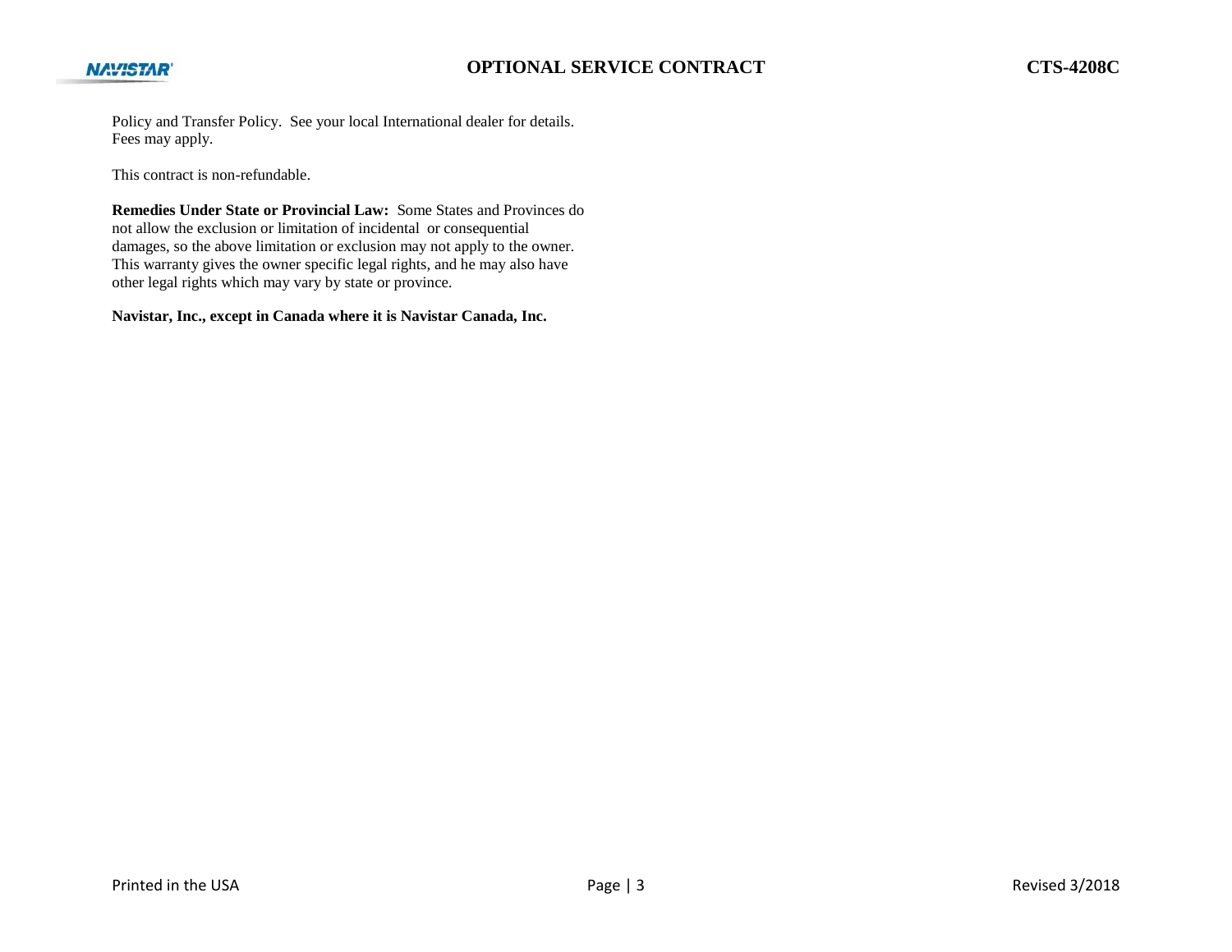Policy and Transfer Policy. See your local International dealer for details. Fees may apply.

This contract is non-refundable.

**Remedies Under State or Provincial Law:** Some States and Provinces do not allow the exclusion or limitation of incidental or consequential damages, so the above limitation or exclusion may not apply to the owner. This warranty gives the owner specific legal rights, and he may also have other legal rights which may vary by state or province.

**Navistar, Inc., except in Canada where it is Navistar Canada, Inc.**